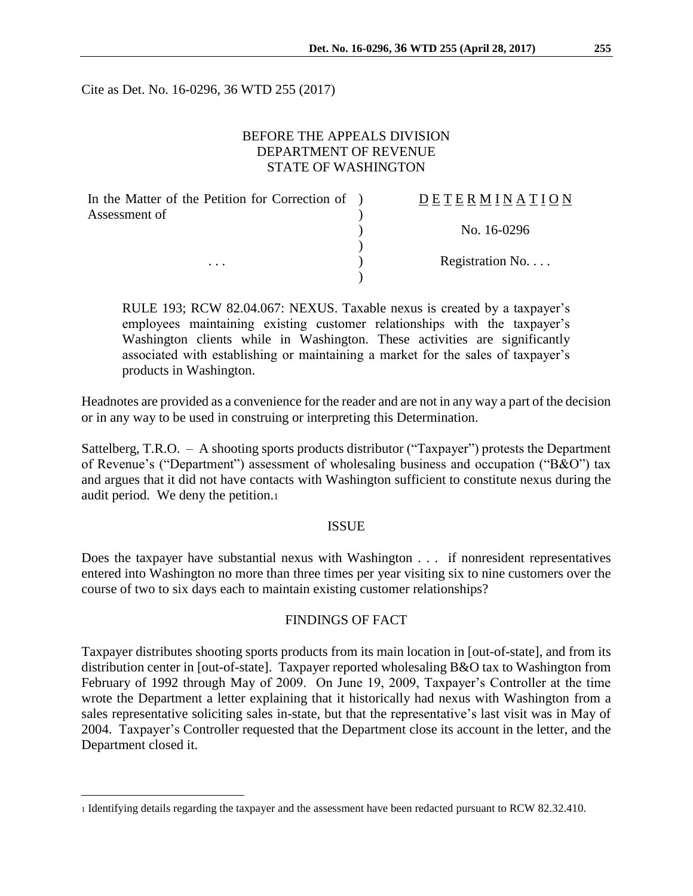Cite as Det. No. 16-0296, 36 WTD 255 (2017)

BEFORE THE APPEALS DIVISION
DEPARTMENT OF REVENUE
STATE OF WASHINGTON

| In the Matter of the Petition for Correction of Assessment of | ) | DETERMINATION |
|---|---|---|
| | ) | No. 16-0296 |
| . . . | ) | Registration No. . . . |

RULE 193; RCW 82.04.067: NEXUS. Taxable nexus is created by a taxpayer's employees maintaining existing customer relationships with the taxpayer's Washington clients while in Washington. These activities are significantly associated with establishing or maintaining a market for the sales of taxpayer's products in Washington.

Headnotes are provided as a convenience for the reader and are not in any way a part of the decision or in any way to be used in construing or interpreting this Determination.

Sattelberg, T.R.O. – A shooting sports products distributor ("Taxpayer") protests the Department of Revenue's ("Department") assessment of wholesaling business and occupation ("B&O") tax and argues that it did not have contacts with Washington sufficient to constitute nexus during the audit period. We deny the petition.[1]

## ISSUE

Does the taxpayer have substantial nexus with Washington . . . if nonresident representatives entered into Washington no more than three times per year visiting six to nine customers over the course of two to six days each to maintain existing customer relationships?

## FINDINGS OF FACT

Taxpayer distributes shooting sports products from its main location in [out-of-state], and from its distribution center in [out-of-state]. Taxpayer reported wholesaling B&O tax to Washington from February of 1992 through May of 2009. On June 19, 2009, Taxpayer's Controller at the time wrote the Department a letter explaining that it historically had nexus with Washington from a sales representative soliciting sales in-state, but that the representative's last visit was in May of 2004. Taxpayer's Controller requested that the Department close its account in the letter, and the Department closed it.

[1] Identifying details regarding the taxpayer and the assessment have been redacted pursuant to RCW 82.32.410.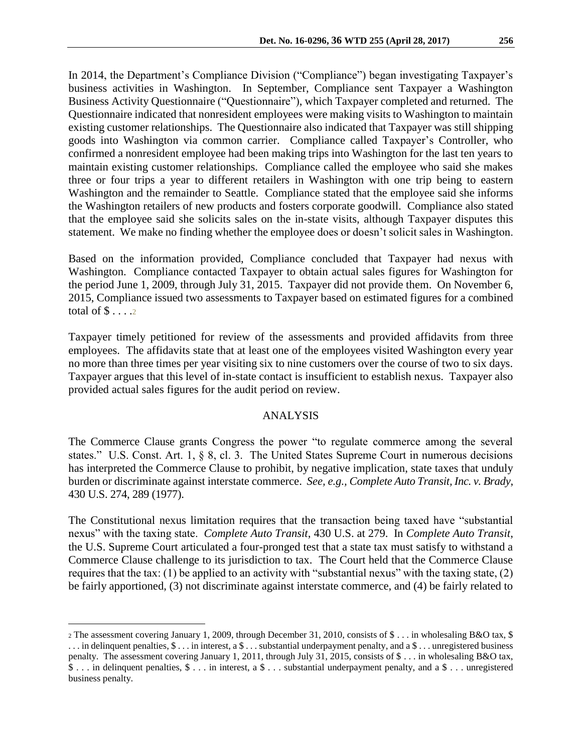In 2014, the Department's Compliance Division ("Compliance") began investigating Taxpayer's business activities in Washington. In September, Compliance sent Taxpayer a Washington Business Activity Questionnaire ("Questionnaire"), which Taxpayer completed and returned. The Questionnaire indicated that nonresident employees were making visits to Washington to maintain existing customer relationships. The Questionnaire also indicated that Taxpayer was still shipping goods into Washington via common carrier. Compliance called Taxpayer's Controller, who confirmed a nonresident employee had been making trips into Washington for the last ten years to maintain existing customer relationships. Compliance called the employee who said she makes three or four trips a year to different retailers in Washington with one trip being to eastern Washington and the remainder to Seattle. Compliance stated that the employee said she informs the Washington retailers of new products and fosters corporate goodwill. Compliance also stated that the employee said she solicits sales on the in-state visits, although Taxpayer disputes this statement. We make no finding whether the employee does or doesn't solicit sales in Washington.

Based on the information provided, Compliance concluded that Taxpayer had nexus with Washington. Compliance contacted Taxpayer to obtain actual sales figures for Washington for the period June 1, 2009, through July 31, 2015. Taxpayer did not provide them. On November 6, 2015, Compliance issued two assessments to Taxpayer based on estimated figures for a combined total of $ . . . .[2]

Taxpayer timely petitioned for review of the assessments and provided affidavits from three employees. The affidavits state that at least one of the employees visited Washington every year no more than three times per year visiting six to nine customers over the course of two to six days. Taxpayer argues that this level of in-state contact is insufficient to establish nexus. Taxpayer also provided actual sales figures for the audit period on review.

## ANALYSIS

The Commerce Clause grants Congress the power "to regulate commerce among the several states." U.S. Const. Art. 1, § 8, cl. 3. The United States Supreme Court in numerous decisions has interpreted the Commerce Clause to prohibit, by negative implication, state taxes that unduly burden or discriminate against interstate commerce. *See, e.g.*, *Complete Auto Transit, Inc. v. Brady*, 430 U.S. 274, 289 (1977).

The Constitutional nexus limitation requires that the transaction being taxed have "substantial nexus" with the taxing state. *Complete Auto Transit*, 430 U.S. at 279. In *Complete Auto Transit*, the U.S. Supreme Court articulated a four-pronged test that a state tax must satisfy to withstand a Commerce Clause challenge to its jurisdiction to tax. The Court held that the Commerce Clause requires that the tax: (1) be applied to an activity with "substantial nexus" with the taxing state, (2) be fairly apportioned, (3) not discriminate against interstate commerce, and (4) be fairly related to

---

[2] The assessment covering January 1, 2009, through December 31, 2010, consists of $ . . . in wholesaling B&O tax, $ . . . in delinquent penalties, $ . . . in interest, a $ . . . substantial underpayment penalty, and a $ . . . unregistered business penalty. The assessment covering January 1, 2011, through July 31, 2015, consists of $ . . . in wholesaling B&O tax, $ . . . in delinquent penalties, $ . . . in interest, a $ . . . substantial underpayment penalty, and a $ . . . unregistered business penalty.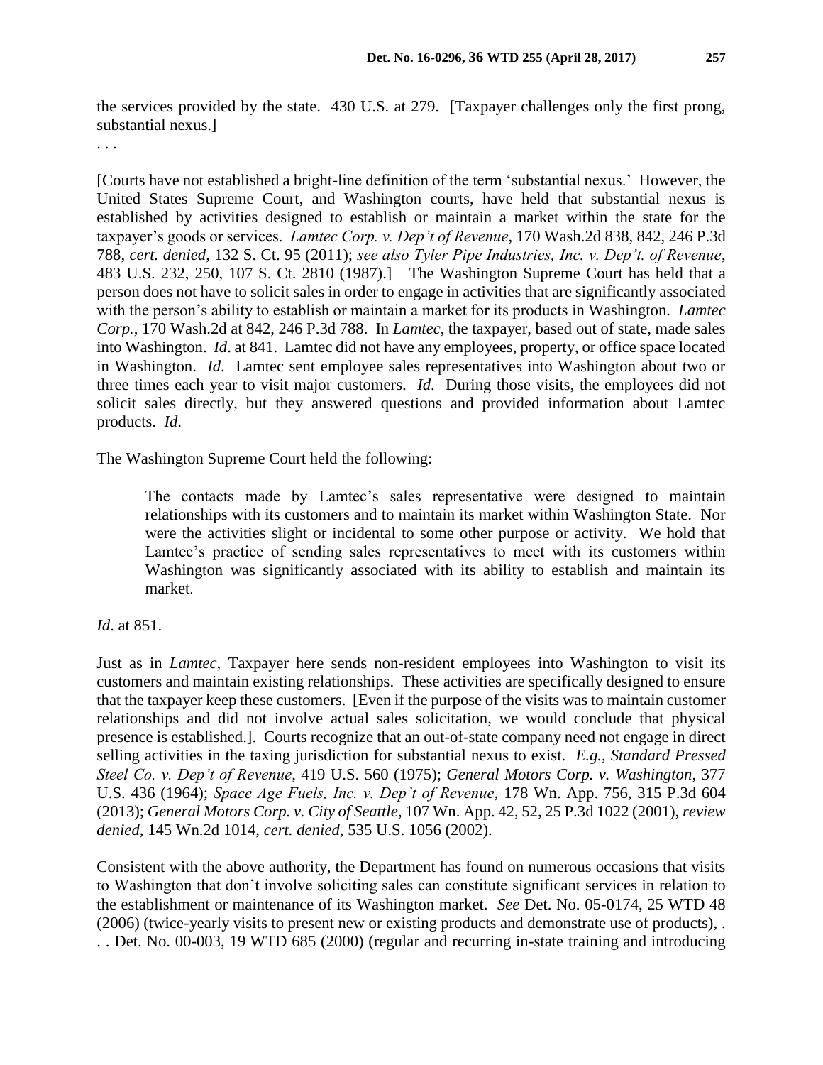the services provided by the state. 430 U.S. at 279. [Taxpayer challenges only the first prong, substantial nexus.]

. . .

[Courts have not established a bright-line definition of the term 'substantial nexus.' However, the United States Supreme Court, and Washington courts, have held that substantial nexus is established by activities designed to establish or maintain a market within the state for the taxpayer's goods or services. *Lamtec Corp. v. Dep't of Revenue*, 170 Wash.2d 838, 842, 246 P.3d 788, *cert. denied*, 132 S. Ct. 95 (2011); *see also Tyler Pipe Industries, Inc. v. Dep't. of Revenue*, 483 U.S. 232, 250, 107 S. Ct. 2810 (1987).] The Washington Supreme Court has held that a person does not have to solicit sales in order to engage in activities that are significantly associated with the person's ability to establish or maintain a market for its products in Washington. *Lamtec Corp.*, 170 Wash.2d at 842, 246 P.3d 788. In *Lamtec*, the taxpayer, based out of state, made sales into Washington. *Id*. at 841. Lamtec did not have any employees, property, or office space located in Washington. *Id*. Lamtec sent employee sales representatives into Washington about two or three times each year to visit major customers. *Id*. During those visits, the employees did not solicit sales directly, but they answered questions and provided information about Lamtec products. *Id.*

The Washington Supreme Court held the following:

> The contacts made by Lamtec's sales representative were designed to maintain relationships with its customers and to maintain its market within Washington State. Nor were the activities slight or incidental to some other purpose or activity. We hold that Lamtec's practice of sending sales representatives to meet with its customers within Washington was significantly associated with its ability to establish and maintain its market.

*Id*. at 851.

Just as in *Lamtec*, Taxpayer here sends non-resident employees into Washington to visit its customers and maintain existing relationships. These activities are specifically designed to ensure that the taxpayer keep these customers. [Even if the purpose of the visits was to maintain customer relationships and did not involve actual sales solicitation, we would conclude that physical presence is established.]. Courts recognize that an out-of-state company need not engage in direct selling activities in the taxing jurisdiction for substantial nexus to exist. *E.g., Standard Pressed Steel Co. v. Dep't of Revenue*, 419 U.S. 560 (1975); *General Motors Corp. v. Washington*, 377 U.S. 436 (1964); *Space Age Fuels, Inc. v. Dep't of Revenue*, 178 Wn. App. 756, 315 P.3d 604 (2013); *General Motors Corp. v. City of Seattle*, 107 Wn. App. 42, 52, 25 P.3d 1022 (2001), *review denied*, 145 Wn.2d 1014, *cert. denied*, 535 U.S. 1056 (2002).

Consistent with the above authority, the Department has found on numerous occasions that visits to Washington that don't involve soliciting sales can constitute significant services in relation to the establishment or maintenance of its Washington market. *See* Det. No. 05-0174, 25 WTD 48 (2006) (twice-yearly visits to present new or existing products and demonstrate use of products), . . . Det. No. 00-003, 19 WTD 685 (2000) (regular and recurring in-state training and introducing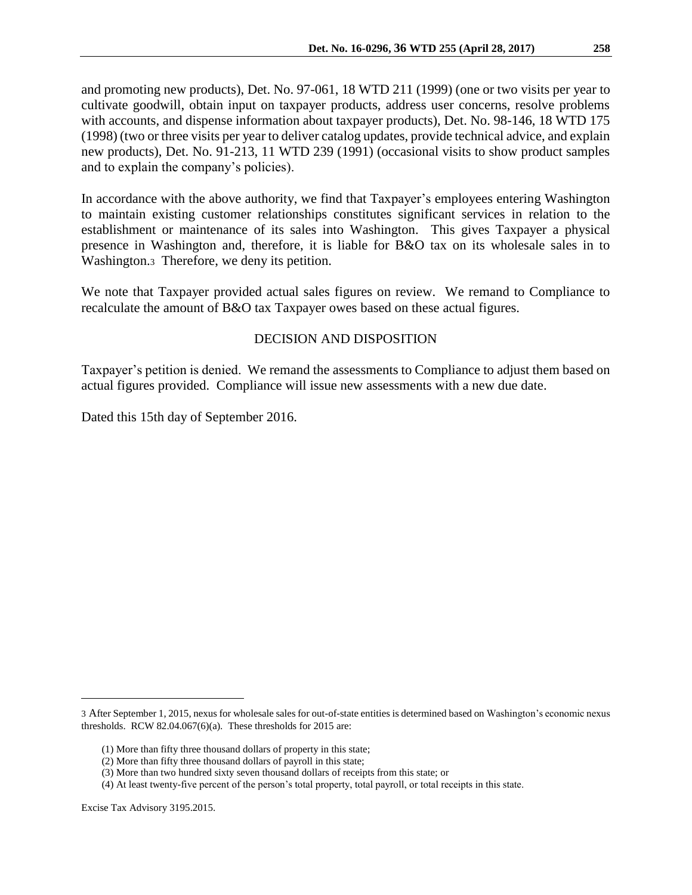and promoting new products), Det. No. 97-061, 18 WTD 211 (1999) (one or two visits per year to cultivate goodwill, obtain input on taxpayer products, address user concerns, resolve problems with accounts, and dispense information about taxpayer products), Det. No. 98-146, 18 WTD 175 (1998) (two or three visits per year to deliver catalog updates, provide technical advice, and explain new products), Det. No. 91-213, 11 WTD 239 (1991) (occasional visits to show product samples and to explain the company's policies).

In accordance with the above authority, we find that Taxpayer's employees entering Washington to maintain existing customer relationships constitutes significant services in relation to the establishment or maintenance of its sales into Washington. This gives Taxpayer a physical presence in Washington and, therefore, it is liable for B&O tax on its wholesale sales in to Washington.[3] Therefore, we deny its petition.

We note that Taxpayer provided actual sales figures on review. We remand to Compliance to recalculate the amount of B&O tax Taxpayer owes based on these actual figures.

## DECISION AND DISPOSITION

Taxpayer's petition is denied. We remand the assessments to Compliance to adjust them based on actual figures provided. Compliance will issue new assessments with a new due date.

Dated this 15th day of September 2016.

---

[3] After September 1, 2015, nexus for wholesale sales for out-of-state entities is determined based on Washington's economic nexus thresholds. RCW 82.04.067(6)(a). These thresholds for 2015 are:

(1) More than fifty three thousand dollars of property in this state;
(2) More than fifty three thousand dollars of payroll in this state;
(3) More than two hundred sixty seven thousand dollars of receipts from this state; or
(4) At least twenty-five percent of the person's total property, total payroll, or total receipts in this state.

Excise Tax Advisory 3195.2015.